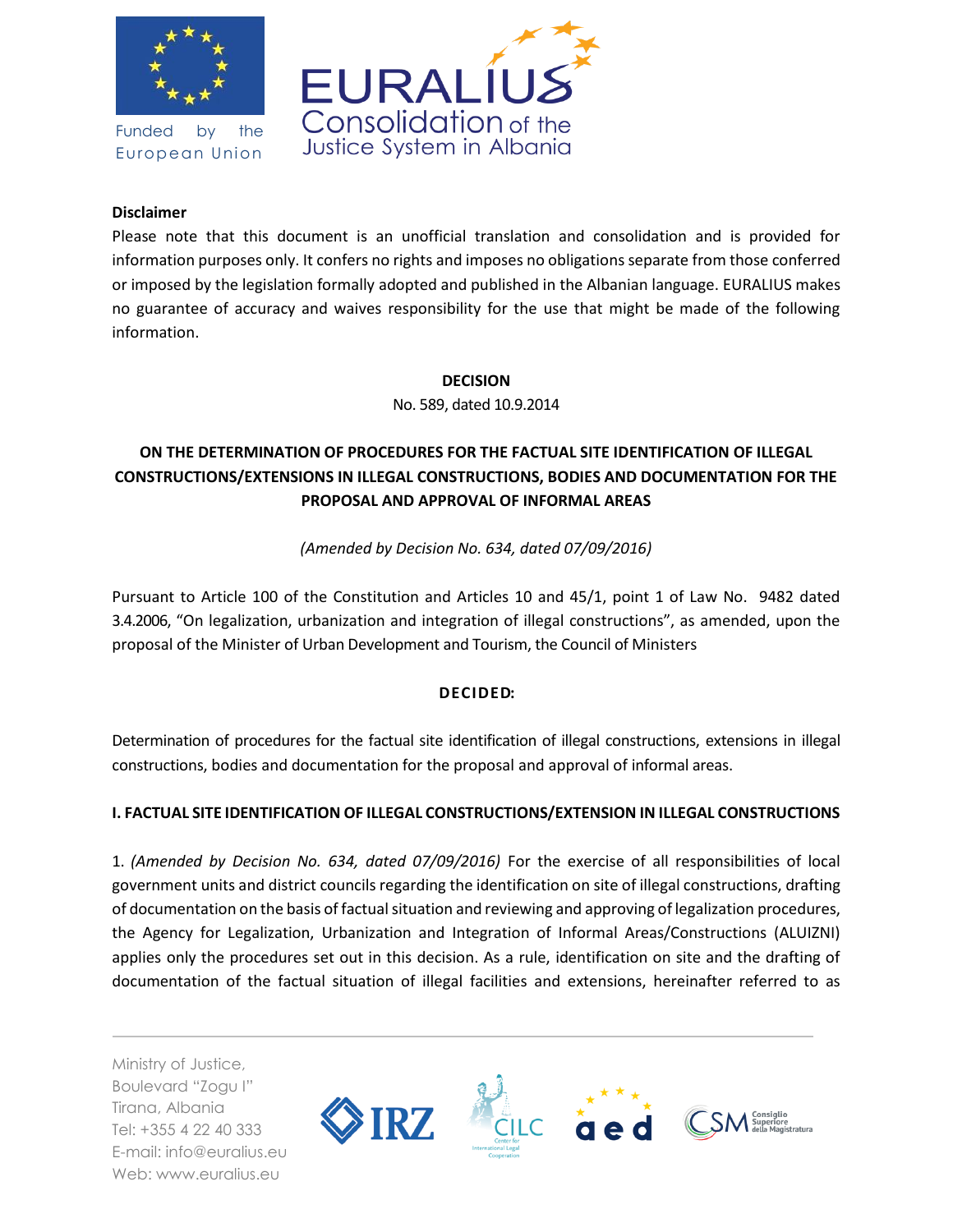**Disclaimer**

Please note that this document is an unofficial translation and consolidation and is provided for information purposes only. It confers no rights and imposes no obligations separate from those conferred or imposed by the legislation formally adopted and published in the Albanian language. EURALIUS makes no guarantee of accuracy and waives responsibility for the use that might be made of the following information.

**DECISION**

No. 589, dated 10.9.2014

**ON THE DETERMINATION OF PROCEDURES FOR THE FACTUAL SITE IDENTIFICATION OF ILLEGAL CONSTRUCTIONS/EXTENSIONS IN ILLEGAL CONSTRUCTIONS, BODIES AND DOCUMENTATION FOR THE PROPOSAL AND APPROVAL OF INFORMAL AREAS**

*(Amended by Decision No. 634, dated 07/09/2016)*

Pursuant to Article 100 of the Constitution and Articles 10 and 45/1, point 1 of Law No. 9482 dated 3.4.2006, "On legalization, urbanization and integration of illegal constructions", as amended, upon the proposal of the Minister of Urban Development and Tourism, the Council of Ministers

**DECIDED:**

Determination of procedures for the factual site identification of illegal constructions, extensions in illegal constructions, bodies and documentation for the proposal and approval of informal areas.

**I. FACTUAL SITE IDENTIFICATION OF ILLEGAL CONSTRUCTIONS/EXTENSION IN ILLEGAL CONSTRUCTIONS**

1. *(Amended by Decision No. 634, dated 07/09/2016)* For the exercise of all responsibilities of local government units and district councils regarding the identification on site of illegal constructions, drafting of documentation on the basis of factual situation and reviewing and approving of legalization procedures, the Agency for Legalization, Urbanization and Integration of Informal Areas/Constructions (ALUIZNI) applies only the procedures set out in this decision. As a rule, identification on site and the drafting of documentation of the factual situation of illegal facilities and extensions, hereinafter referred to as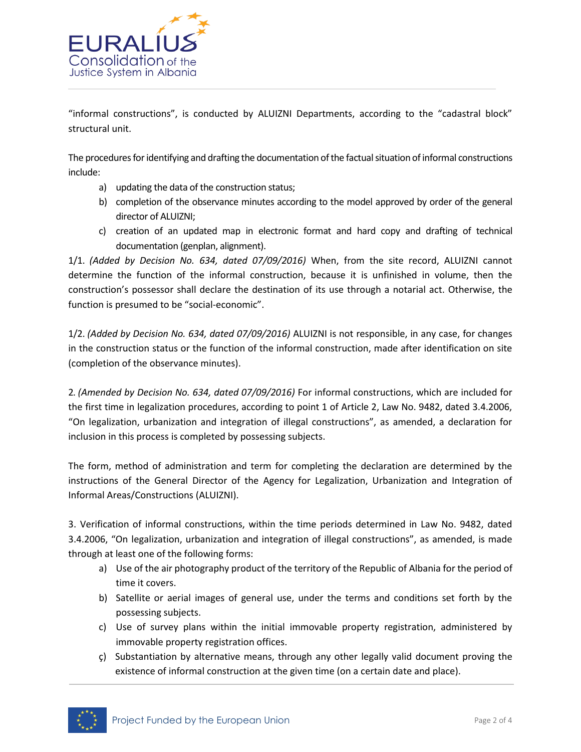"informal constructions", is conducted by ALUIZNI Departments, according to the "cadastral block" structural unit.

The procedures for identifying and drafting the documentation of the factual situation of informal constructions include:

a) updating the data of the construction status;
b) completion of the observance minutes according to the model approved by order of the general director of ALUIZNI;
c) creation of an updated map in electronic format and hard copy and drafting of technical documentation (genplan, alignment).

1/1. *(Added by Decision No. 634, dated 07/09/2016)* When, from the site record, ALUIZNI cannot determine the function of the informal construction, because it is unfinished in volume, then the construction's possessor shall declare the destination of its use through a notarial act. Otherwise, the function is presumed to be "social-economic".

1/2. *(Added by Decision No. 634, dated 07/09/2016)* ALUIZNI is not responsible, in any case, for changes in the construction status or the function of the informal construction, made after identification on site (completion of the observance minutes).

2. *(Amended by Decision No. 634, dated 07/09/2016)* For informal constructions, which are included for the first time in legalization procedures, according to point 1 of Article 2, Law No. 9482, dated 3.4.2006, "On legalization, urbanization and integration of illegal constructions", as amended, a declaration for inclusion in this process is completed by possessing subjects.

The form, method of administration and term for completing the declaration are determined by the instructions of the General Director of the Agency for Legalization, Urbanization and Integration of Informal Areas/Constructions (ALUIZNI).

3. Verification of informal constructions, within the time periods determined in Law No. 9482, dated 3.4.2006, "On legalization, urbanization and integration of illegal constructions", as amended, is made through at least one of the following forms:

a) Use of the air photography product of the territory of the Republic of Albania for the period of time it covers.
b) Satellite or aerial images of general use, under the terms and conditions set forth by the possessing subjects.
c) Use of survey plans within the initial immovable property registration, administered by immovable property registration offices.
ç) Substantiation by alternative means, through any other legally valid document proving the existence of informal construction at the given time (on a certain date and place).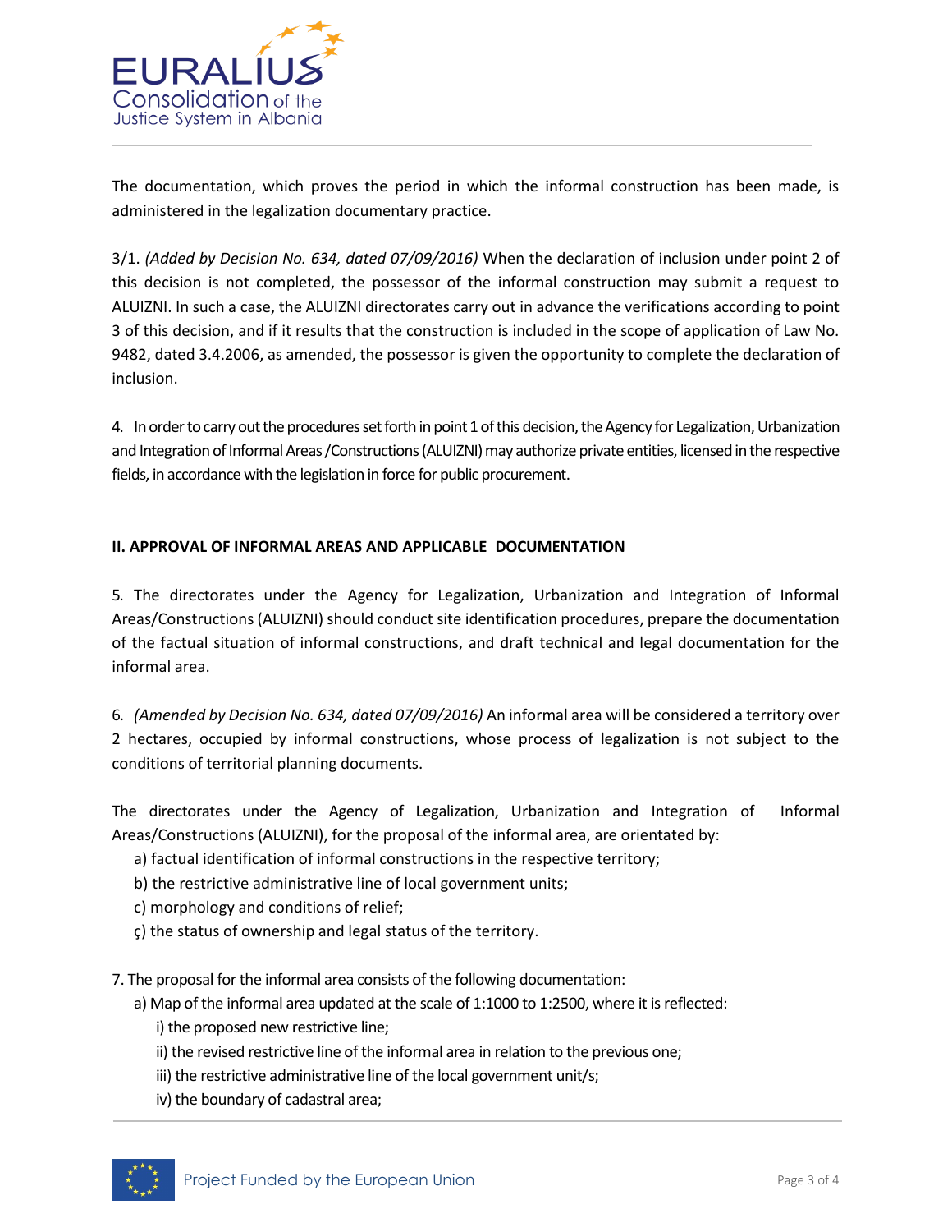The documentation, which proves the period in which the informal construction has been made, is administered in the legalization documentary practice.

3/1. *(Added by Decision No. 634, dated 07/09/2016)* When the declaration of inclusion under point 2 of this decision is not completed, the possessor of the informal construction may submit a request to ALUIZNI. In such a case, the ALUIZNI directorates carry out in advance the verifications according to point 3 of this decision, and if it results that the construction is included in the scope of application of Law No. 9482, dated 3.4.2006, as amended, the possessor is given the opportunity to complete the declaration of inclusion.

4. In order to carry out the procedures set forth in point 1 of this decision, the Agency for Legalization, Urbanization and Integration of Informal Areas /Constructions (ALUIZNI) may authorize private entities, licensed in the respective fields, in accordance with the legislation in force for public procurement.

**II. APPROVAL OF INFORMAL AREAS AND APPLICABLE DOCUMENTATION**

5. The directorates under the Agency for Legalization, Urbanization and Integration of Informal Areas/Constructions (ALUIZNI) should conduct site identification procedures, prepare the documentation of the factual situation of informal constructions, and draft technical and legal documentation for the informal area.

6. *(Amended by Decision No. 634, dated 07/09/2016)* An informal area will be considered a territory over 2 hectares, occupied by informal constructions, whose process of legalization is not subject to the conditions of territorial planning documents.

The directorates under the Agency of Legalization, Urbanization and Integration of Informal Areas/Constructions (ALUIZNI), for the proposal of the informal area, are orientated by:

a) factual identification of informal constructions in the respective territory;
b) the restrictive administrative line of local government units;
c) morphology and conditions of relief;
ç) the status of ownership and legal status of the territory.

7. The proposal for the informal area consists of the following documentation:

a) Map of the informal area updated at the scale of 1:1000 to 1:2500, where it is reflected:
   i) the proposed new restrictive line;
   ii) the revised restrictive line of the informal area in relation to the previous one;
   iii) the restrictive administrative line of the local government unit/s;
   iv) the boundary of cadastral area;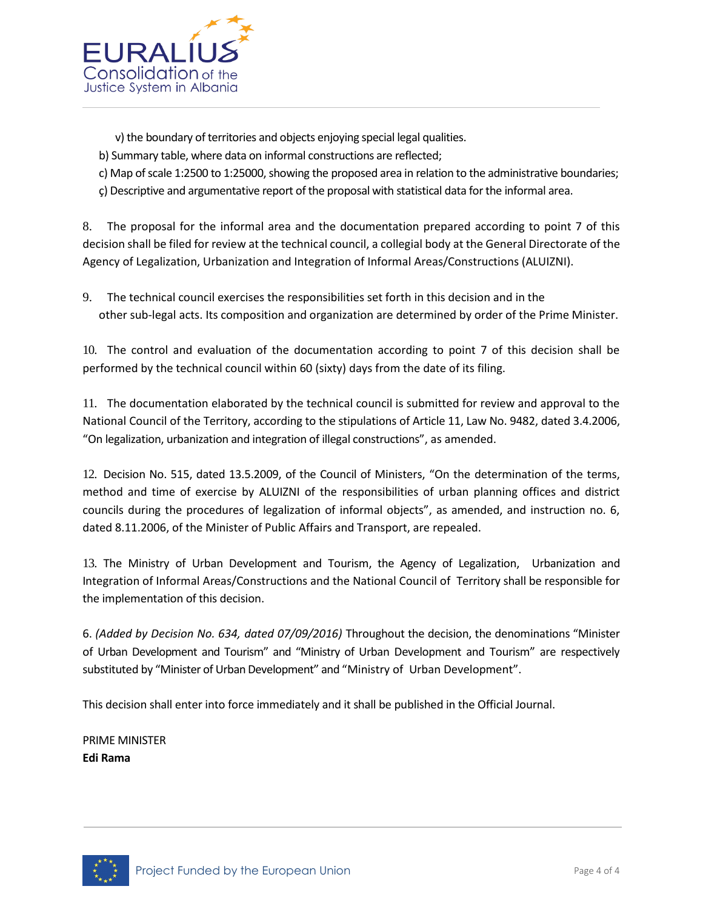v) the boundary of territories and objects enjoying special legal qualities.

b) Summary table, where data on informal constructions are reflected;

c) Map of scale 1:2500 to 1:25000, showing the proposed area in relation to the administrative boundaries;

ç) Descriptive and argumentative report of the proposal with statistical data for the informal area.

8. The proposal for the informal area and the documentation prepared according to point 7 of this decision shall be filed for review at the technical council, a collegial body at the General Directorate of the Agency of Legalization, Urbanization and Integration of Informal Areas/Constructions (ALUIZNI).

9. The technical council exercises the responsibilities set forth in this decision and in the other sub-legal acts. Its composition and organization are determined by order of the Prime Minister.

10. The control and evaluation of the documentation according to point 7 of this decision shall be performed by the technical council within 60 (sixty) days from the date of its filing.

11. The documentation elaborated by the technical council is submitted for review and approval to the National Council of the Territory, according to the stipulations of Article 11, Law No. 9482, dated 3.4.2006, "On legalization, urbanization and integration of illegal constructions", as amended.

12. Decision No. 515, dated 13.5.2009, of the Council of Ministers, "On the determination of the terms, method and time of exercise by ALUIZNI of the responsibilities of urban planning offices and district councils during the procedures of legalization of informal objects", as amended, and instruction no. 6, dated 8.11.2006, of the Minister of Public Affairs and Transport, are repealed.

13. The Ministry of Urban Development and Tourism, the Agency of Legalization, Urbanization and Integration of Informal Areas/Constructions and the National Council of Territory shall be responsible for the implementation of this decision.

6. *(Added by Decision No. 634, dated 07/09/2016)* Throughout the decision, the denominations "Minister of Urban Development and Tourism" and "Ministry of Urban Development and Tourism" are respectively substituted by "Minister of Urban Development" and "Ministry of Urban Development".

This decision shall enter into force immediately and it shall be published in the Official Journal.

PRIME MINISTER
**Edi Rama**